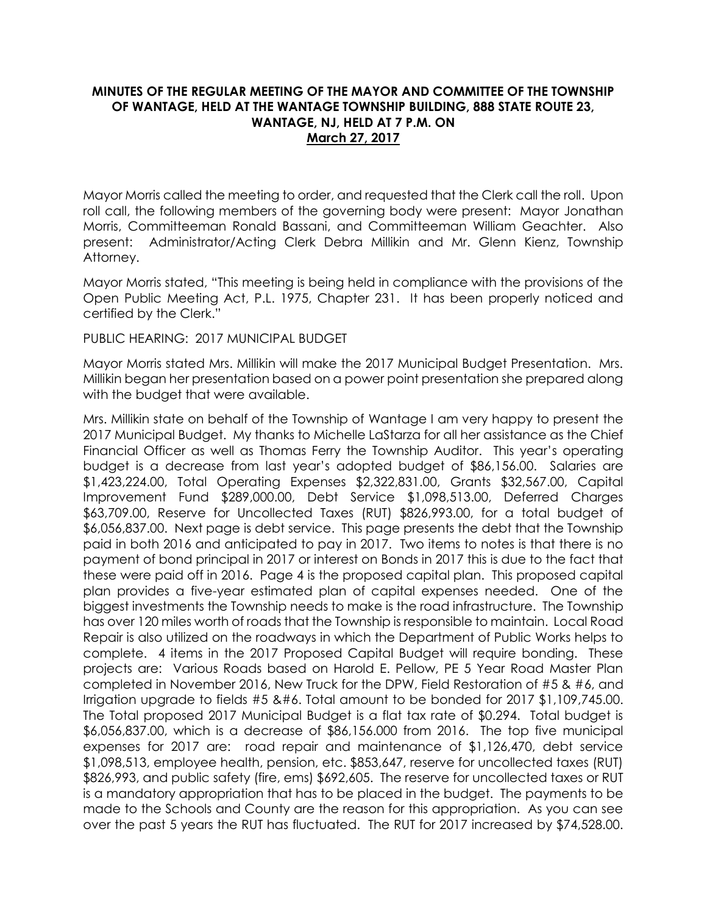**MINUTES OF THE REGULAR MEETING OF THE MAYOR AND COMMITTEE OF THE TOWNSHIP OF WANTAGE, HELD AT THE WANTAGE TOWNSHIP BUILDING, 888 STATE ROUTE 23, WANTAGE, NJ, HELD AT 7 P.M. ON**
**<u>March 27, 2017</u>**

Mayor Morris called the meeting to order, and requested that the Clerk call the roll. Upon roll call, the following members of the governing body were present: Mayor Jonathan Morris, Committeeman Ronald Bassani, and Committeeman William Geachter. Also present: Administrator/Acting Clerk Debra Millikin and Mr. Glenn Kienz, Township Attorney.

Mayor Morris stated, "This meeting is being held in compliance with the provisions of the Open Public Meeting Act, P.L. 1975, Chapter 231. It has been properly noticed and certified by the Clerk."

PUBLIC HEARING: 2017 MUNICIPAL BUDGET

Mayor Morris stated Mrs. Millikin will make the 2017 Municipal Budget Presentation. Mrs. Millikin began her presentation based on a power point presentation she prepared along with the budget that were available.

Mrs. Millikin state on behalf of the Township of Wantage I am very happy to present the 2017 Municipal Budget. My thanks to Michelle LaStarza for all her assistance as the Chief Financial Officer as well as Thomas Ferry the Township Auditor. This year's operating budget is a decrease from last year's adopted budget of $86,156.00. Salaries are $1,423,224.00, Total Operating Expenses $2,322,831.00, Grants $32,567.00, Capital Improvement Fund $289,000.00, Debt Service $1,098,513.00, Deferred Charges $63,709.00, Reserve for Uncollected Taxes (RUT) $826,993.00, for a total budget of $6,056,837.00. Next page is debt service. This page presents the debt that the Township paid in both 2016 and anticipated to pay in 2017. Two items to notes is that there is no payment of bond principal in 2017 or interest on Bonds in 2017 this is due to the fact that these were paid off in 2016. Page 4 is the proposed capital plan. This proposed capital plan provides a five-year estimated plan of capital expenses needed. One of the biggest investments the Township needs to make is the road infrastructure. The Township has over 120 miles worth of roads that the Township is responsible to maintain. Local Road Repair is also utilized on the roadways in which the Department of Public Works helps to complete. 4 items in the 2017 Proposed Capital Budget will require bonding. These projects are: Various Roads based on Harold E. Pellow, PE 5 Year Road Master Plan completed in November 2016, New Truck for the DPW, Field Restoration of #5 & #6, and Irrigation upgrade to fields #5 &#6. Total amount to be bonded for 2017 $1,109,745.00. The Total proposed 2017 Municipal Budget is a flat tax rate of $0.294. Total budget is $6,056,837.00, which is a decrease of $86,156.000 from 2016. The top five municipal expenses for 2017 are: road repair and maintenance of $1,126,470, debt service $1,098,513, employee health, pension, etc. $853,647, reserve for uncollected taxes (RUT) $826,993, and public safety (fire, ems) $692,605. The reserve for uncollected taxes or RUT is a mandatory appropriation that has to be placed in the budget. The payments to be made to the Schools and County are the reason for this appropriation. As you can see over the past 5 years the RUT has fluctuated. The RUT for 2017 increased by $74,528.00.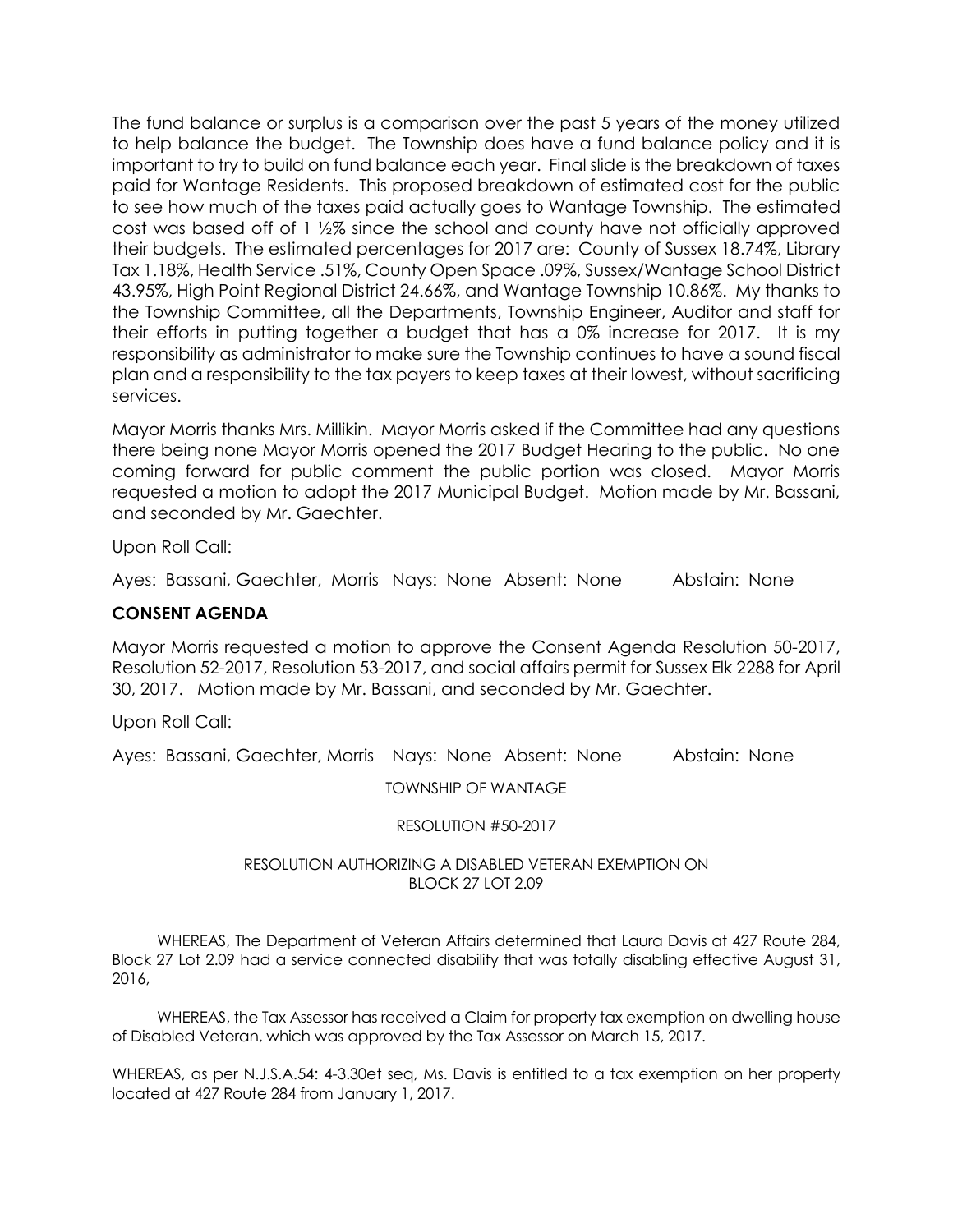The fund balance or surplus is a comparison over the past 5 years of the money utilized to help balance the budget. The Township does have a fund balance policy and it is important to try to build on fund balance each year. Final slide is the breakdown of taxes paid for Wantage Residents. This proposed breakdown of estimated cost for the public to see how much of the taxes paid actually goes to Wantage Township. The estimated cost was based off of 1 ½% since the school and county have not officially approved their budgets. The estimated percentages for 2017 are: County of Sussex 18.74%, Library Tax 1.18%, Health Service .51%, County Open Space .09%, Sussex/Wantage School District 43.95%, High Point Regional District 24.66%, and Wantage Township 10.86%. My thanks to the Township Committee, all the Departments, Township Engineer, Auditor and staff for their efforts in putting together a budget that has a 0% increase for 2017. It is my responsibility as administrator to make sure the Township continues to have a sound fiscal plan and a responsibility to the tax payers to keep taxes at their lowest, without sacrificing services.

Mayor Morris thanks Mrs. Millikin. Mayor Morris asked if the Committee had any questions there being none Mayor Morris opened the 2017 Budget Hearing to the public. No one coming forward for public comment the public portion was closed. Mayor Morris requested a motion to adopt the 2017 Municipal Budget. Motion made by Mr. Bassani, and seconded by Mr. Gaechter.

Upon Roll Call:

Ayes: Bassani, Gaechter, Morris Nays: None Absent: None Abstain: None

## CONSENT AGENDA

Mayor Morris requested a motion to approve the Consent Agenda Resolution 50-2017, Resolution 52-2017, Resolution 53-2017, and social affairs permit for Sussex Elk 2288 for April 30, 2017. Motion made by Mr. Bassani, and seconded by Mr. Gaechter.

Upon Roll Call:

Ayes: Bassani, Gaechter, Morris Nays: None Absent: None Abstain: None

TOWNSHIP OF WANTAGE

RESOLUTION #50-2017

RESOLUTION AUTHORIZING A DISABLED VETERAN EXEMPTION ON BLOCK 27 LOT 2.09

WHEREAS, The Department of Veteran Affairs determined that Laura Davis at 427 Route 284, Block 27 Lot 2.09 had a service connected disability that was totally disabling effective August 31, 2016,

WHEREAS, the Tax Assessor has received a Claim for property tax exemption on dwelling house of Disabled Veteran, which was approved by the Tax Assessor on March 15, 2017.

WHEREAS, as per N.J.S.A.54: 4-3.30et seq, Ms. Davis is entitled to a tax exemption on her property located at 427 Route 284 from January 1, 2017.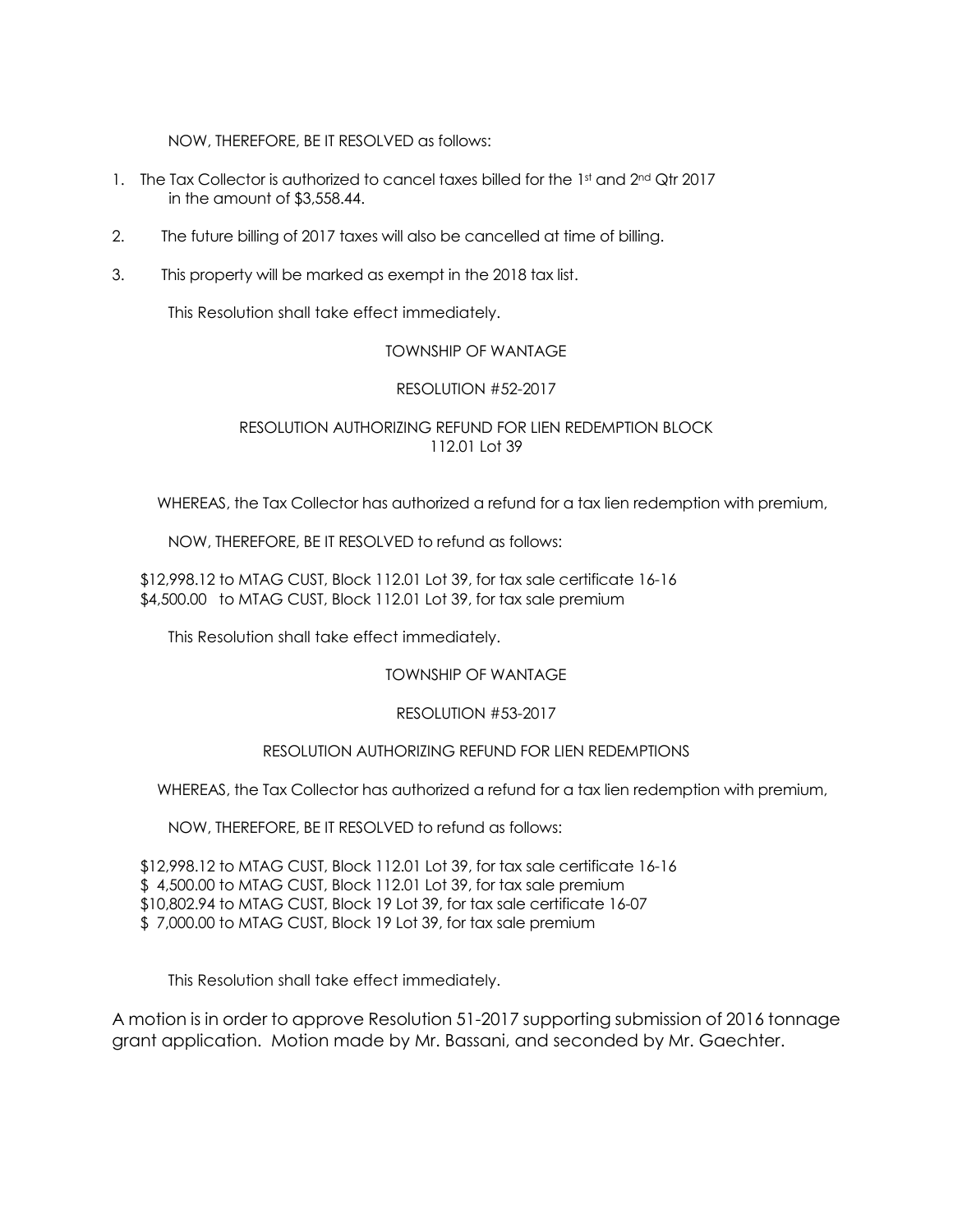NOW, THEREFORE, BE IT RESOLVED as follows:

1. The Tax Collector is authorized to cancel taxes billed for the 1st and 2nd Qtr 2017 in the amount of $3,558.44.
2. The future billing of 2017 taxes will also be cancelled at time of billing.
3. This property will be marked as exempt in the 2018 tax list.

This Resolution shall take effect immediately.

TOWNSHIP OF WANTAGE

RESOLUTION #52-2017

RESOLUTION AUTHORIZING REFUND FOR LIEN REDEMPTION BLOCK 112.01 Lot 39

WHEREAS, the Tax Collector has authorized a refund for a tax lien redemption with premium,

NOW, THEREFORE, BE IT RESOLVED to refund as follows:

$12,998.12 to MTAG CUST, Block 112.01 Lot 39, for tax sale certificate 16-16
$4,500.00 to MTAG CUST, Block 112.01 Lot 39, for tax sale premium

This Resolution shall take effect immediately.

TOWNSHIP OF WANTAGE

RESOLUTION #53-2017

RESOLUTION AUTHORIZING REFUND FOR LIEN REDEMPTIONS

WHEREAS, the Tax Collector has authorized a refund for a tax lien redemption with premium,

NOW, THEREFORE, BE IT RESOLVED to refund as follows:

$12,998.12 to MTAG CUST, Block 112.01 Lot 39, for tax sale certificate 16-16
$ 4,500.00 to MTAG CUST, Block 112.01 Lot 39, for tax sale premium
$10,802.94 to MTAG CUST, Block 19 Lot 39, for tax sale certificate 16-07
$ 7,000.00 to MTAG CUST, Block 19 Lot 39, for tax sale premium

This Resolution shall take effect immediately.

A motion is in order to approve Resolution 51-2017 supporting submission of 2016 tonnage grant application. Motion made by Mr. Bassani, and seconded by Mr. Gaechter.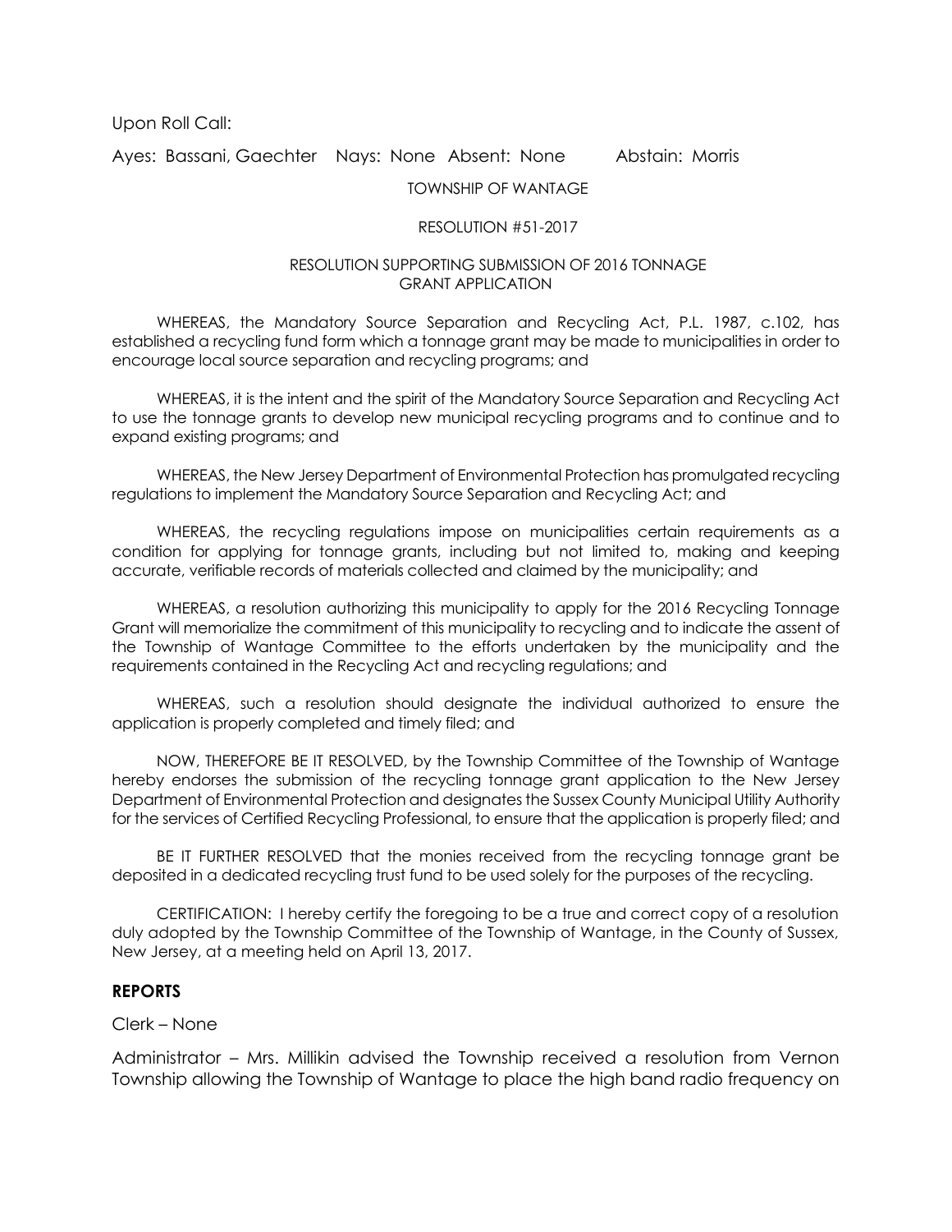Upon Roll Call:

Ayes: Bassani, Gaechter  Nays: None  Absent: None  Abstain: Morris

TOWNSHIP OF WANTAGE

RESOLUTION #51-2017

RESOLUTION SUPPORTING SUBMISSION OF 2016 TONNAGE GRANT APPLICATION

WHEREAS, the Mandatory Source Separation and Recycling Act, P.L. 1987, c.102, has established a recycling fund form which a tonnage grant may be made to municipalities in order to encourage local source separation and recycling programs; and

WHEREAS, it is the intent and the spirit of the Mandatory Source Separation and Recycling Act to use the tonnage grants to develop new municipal recycling programs and to continue and to expand existing programs; and

WHEREAS, the New Jersey Department of Environmental Protection has promulgated recycling regulations to implement the Mandatory Source Separation and Recycling Act; and

WHEREAS, the recycling regulations impose on municipalities certain requirements as a condition for applying for tonnage grants, including but not limited to, making and keeping accurate, verifiable records of materials collected and claimed by the municipality; and

WHEREAS, a resolution authorizing this municipality to apply for the 2016 Recycling Tonnage Grant will memorialize the commitment of this municipality to recycling and to indicate the assent of the Township of Wantage Committee to the efforts undertaken by the municipality and the requirements contained in the Recycling Act and recycling regulations; and

WHEREAS, such a resolution should designate the individual authorized to ensure the application is properly completed and timely filed; and

NOW, THEREFORE BE IT RESOLVED, by the Township Committee of the Township of Wantage hereby endorses the submission of the recycling tonnage grant application to the New Jersey Department of Environmental Protection and designates the Sussex County Municipal Utility Authority for the services of Certified Recycling Professional, to ensure that the application is properly filed; and

BE IT FURTHER RESOLVED that the monies received from the recycling tonnage grant be deposited in a dedicated recycling trust fund to be used solely for the purposes of the recycling.

CERTIFICATION: I hereby certify the foregoing to be a true and correct copy of a resolution duly adopted by the Township Committee of the Township of Wantage, in the County of Sussex, New Jersey, at a meeting held on April 13, 2017.

**REPORTS**

Clerk – None

Administrator – Mrs. Millikin advised the Township received a resolution from Vernon Township allowing the Township of Wantage to place the high band radio frequency on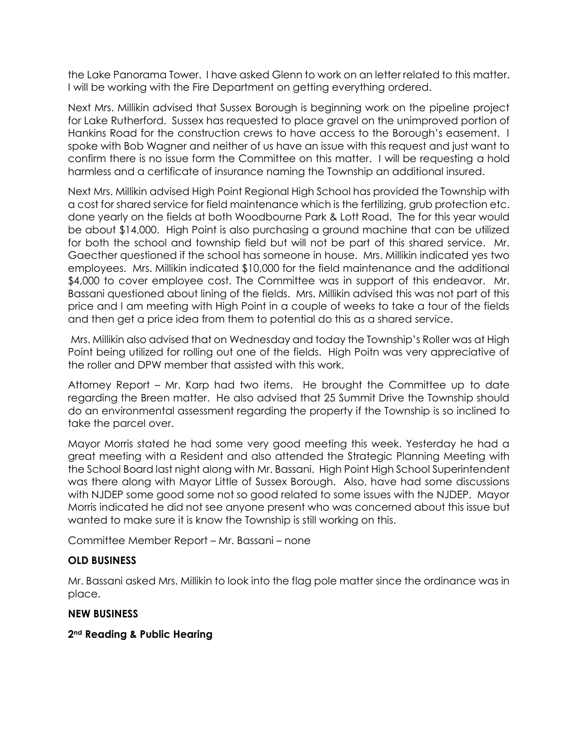the Lake Panorama Tower. I have asked Glenn to work on an letter related to this matter. I will be working with the Fire Department on getting everything ordered.

Next Mrs. Millikin advised that Sussex Borough is beginning work on the pipeline project for Lake Rutherford. Sussex has requested to place gravel on the unimproved portion of Hankins Road for the construction crews to have access to the Borough's easement. I spoke with Bob Wagner and neither of us have an issue with this request and just want to confirm there is no issue form the Committee on this matter. I will be requesting a hold harmless and a certificate of insurance naming the Township an additional insured.

Next Mrs. Millikin advised High Point Regional High School has provided the Township with a cost for shared service for field maintenance which is the fertilizing, grub protection etc. done yearly on the fields at both Woodbourne Park & Lott Road. The for this year would be about $14,000. High Point is also purchasing a ground machine that can be utilized for both the school and township field but will not be part of this shared service. Mr. Gaecther questioned if the school has someone in house. Mrs. Millikin indicated yes two employees. Mrs. Millikin indicated $10,000 for the field maintenance and the additional $4,000 to cover employee cost. The Committee was in support of this endeavor. Mr. Bassani questioned about lining of the fields. Mrs. Millikin advised this was not part of this price and I am meeting with High Point in a couple of weeks to take a tour of the fields and then get a price idea from them to potential do this as a shared service.

Mrs. Millikin also advised that on Wednesday and today the Township's Roller was at High Point being utilized for rolling out one of the fields. High Poitn was very appreciative of the roller and DPW member that assisted with this work.

Attorney Report – Mr. Karp had two items. He brought the Committee up to date regarding the Breen matter. He also advised that 25 Summit Drive the Township should do an environmental assessment regarding the property if the Township is so inclined to take the parcel over.

Mayor Morris stated he had some very good meeting this week. Yesterday he had a great meeting with a Resident and also attended the Strategic Planning Meeting with the School Board last night along with Mr. Bassani. High Point High School Superintendent was there along with Mayor Little of Sussex Borough. Also, have had some discussions with NJDEP some good some not so good related to some issues with the NJDEP. Mayor Morris indicated he did not see anyone present who was concerned about this issue but wanted to make sure it is know the Township is still working on this.

Committee Member Report – Mr. Bassani – none

**OLD BUSINESS**

Mr. Bassani asked Mrs. Millikin to look into the flag pole matter since the ordinance was in place.

**NEW BUSINESS**

**2nd Reading & Public Hearing**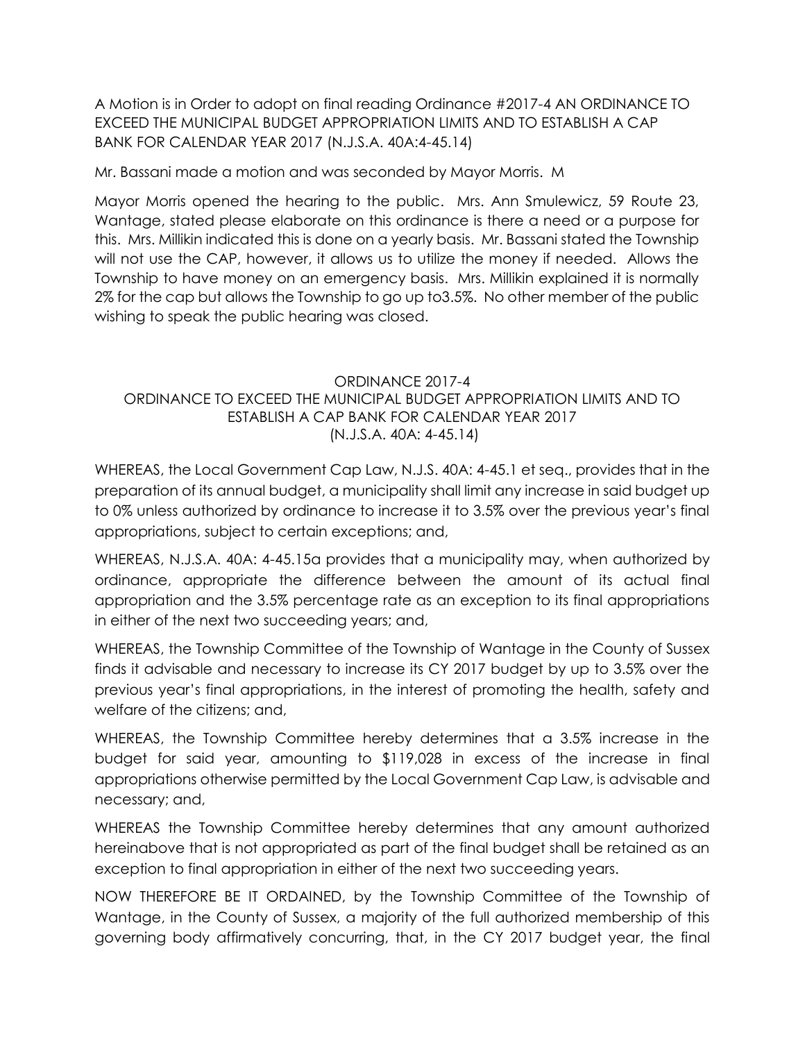A Motion is in Order to adopt on final reading Ordinance #2017-4 AN ORDINANCE TO EXCEED THE MUNICIPAL BUDGET APPROPRIATION LIMITS AND TO ESTABLISH A CAP BANK FOR CALENDAR YEAR 2017 (N.J.S.A. 40A:4-45.14)

Mr. Bassani made a motion and was seconded by Mayor Morris. M

Mayor Morris opened the hearing to the public. Mrs. Ann Smulewicz, 59 Route 23, Wantage, stated please elaborate on this ordinance is there a need or a purpose for this. Mrs. Millikin indicated this is done on a yearly basis. Mr. Bassani stated the Township will not use the CAP, however, it allows us to utilize the money if needed. Allows the Township to have money on an emergency basis. Mrs. Millikin explained it is normally 2% for the cap but allows the Township to go up to3.5%. No other member of the public wishing to speak the public hearing was closed.

ORDINANCE 2017-4
ORDINANCE TO EXCEED THE MUNICIPAL BUDGET APPROPRIATION LIMITS AND TO ESTABLISH A CAP BANK FOR CALENDAR YEAR 2017
(N.J.S.A. 40A: 4-45.14)

WHEREAS, the Local Government Cap Law, N.J.S. 40A: 4-45.1 et seq., provides that in the preparation of its annual budget, a municipality shall limit any increase in said budget up to 0% unless authorized by ordinance to increase it to 3.5% over the previous year's final appropriations, subject to certain exceptions; and,

WHEREAS, N.J.S.A. 40A: 4-45.15a provides that a municipality may, when authorized by ordinance, appropriate the difference between the amount of its actual final appropriation and the 3.5% percentage rate as an exception to its final appropriations in either of the next two succeeding years; and,

WHEREAS, the Township Committee of the Township of Wantage in the County of Sussex finds it advisable and necessary to increase its CY 2017 budget by up to 3.5% over the previous year's final appropriations, in the interest of promoting the health, safety and welfare of the citizens; and,

WHEREAS, the Township Committee hereby determines that a 3.5% increase in the budget for said year, amounting to $119,028 in excess of the increase in final appropriations otherwise permitted by the Local Government Cap Law, is advisable and necessary; and,

WHEREAS the Township Committee hereby determines that any amount authorized hereinabove that is not appropriated as part of the final budget shall be retained as an exception to final appropriation in either of the next two succeeding years.

NOW THEREFORE BE IT ORDAINED, by the Township Committee of the Township of Wantage, in the County of Sussex, a majority of the full authorized membership of this governing body affirmatively concurring, that, in the CY 2017 budget year, the final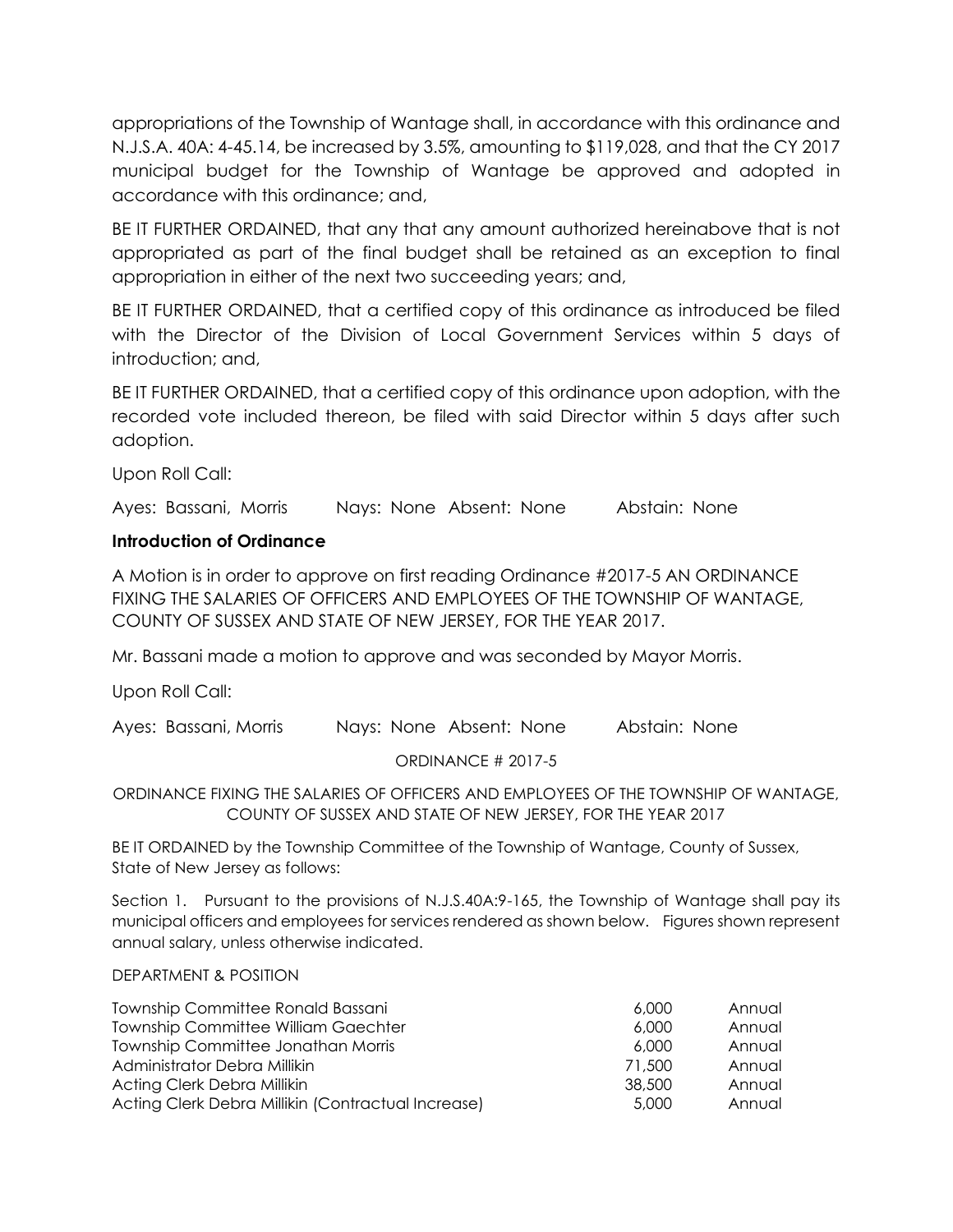appropriations of the Township of Wantage shall, in accordance with this ordinance and N.J.S.A. 40A: 4-45.14, be increased by 3.5%, amounting to $119,028, and that the CY 2017 municipal budget for the Township of Wantage be approved and adopted in accordance with this ordinance; and,

BE IT FURTHER ORDAINED, that any that any amount authorized hereinabove that is not appropriated as part of the final budget shall be retained as an exception to final appropriation in either of the next two succeeding years; and,

BE IT FURTHER ORDAINED, that a certified copy of this ordinance as introduced be filed with the Director of the Division of Local Government Services within 5 days of introduction; and,

BE IT FURTHER ORDAINED, that a certified copy of this ordinance upon adoption, with the recorded vote included thereon, be filed with said Director within 5 days after such adoption.

Upon Roll Call:

Ayes: Bassani, Morris  Nays: None  Absent: None  Abstain: None

**Introduction of Ordinance**

A Motion is in order to approve on first reading Ordinance #2017-5 AN ORDINANCE FIXING THE SALARIES OF OFFICERS AND EMPLOYEES OF THE TOWNSHIP OF WANTAGE, COUNTY OF SUSSEX AND STATE OF NEW JERSEY, FOR THE YEAR 2017.

Mr. Bassani made a motion to approve and was seconded by Mayor Morris.

Upon Roll Call:

Ayes: Bassani, Morris  Nays: None  Absent: None  Abstain: None

ORDINANCE # 2017-5

ORDINANCE FIXING THE SALARIES OF OFFICERS AND EMPLOYEES OF THE TOWNSHIP OF WANTAGE, COUNTY OF SUSSEX AND STATE OF NEW JERSEY, FOR THE YEAR 2017

BE IT ORDAINED by the Township Committee of the Township of Wantage, County of Sussex, State of New Jersey as follows:

Section 1. Pursuant to the provisions of N.J.S.40A:9-165, the Township of Wantage shall pay its municipal officers and employees for services rendered as shown below. Figures shown represent annual salary, unless otherwise indicated.

DEPARTMENT & POSITION

| | | |
|---|---|---|
| Township Committee Ronald Bassani | 6,000 | Annual |
| Township Committee William Gaechter | 6,000 | Annual |
| Township Committee Jonathan Morris | 6,000 | Annual |
| Administrator Debra Millikin | 71,500 | Annual |
| Acting Clerk Debra Millikin | 38,500 | Annual |
| Acting Clerk Debra Millikin (Contractual Increase) | 5,000 | Annual |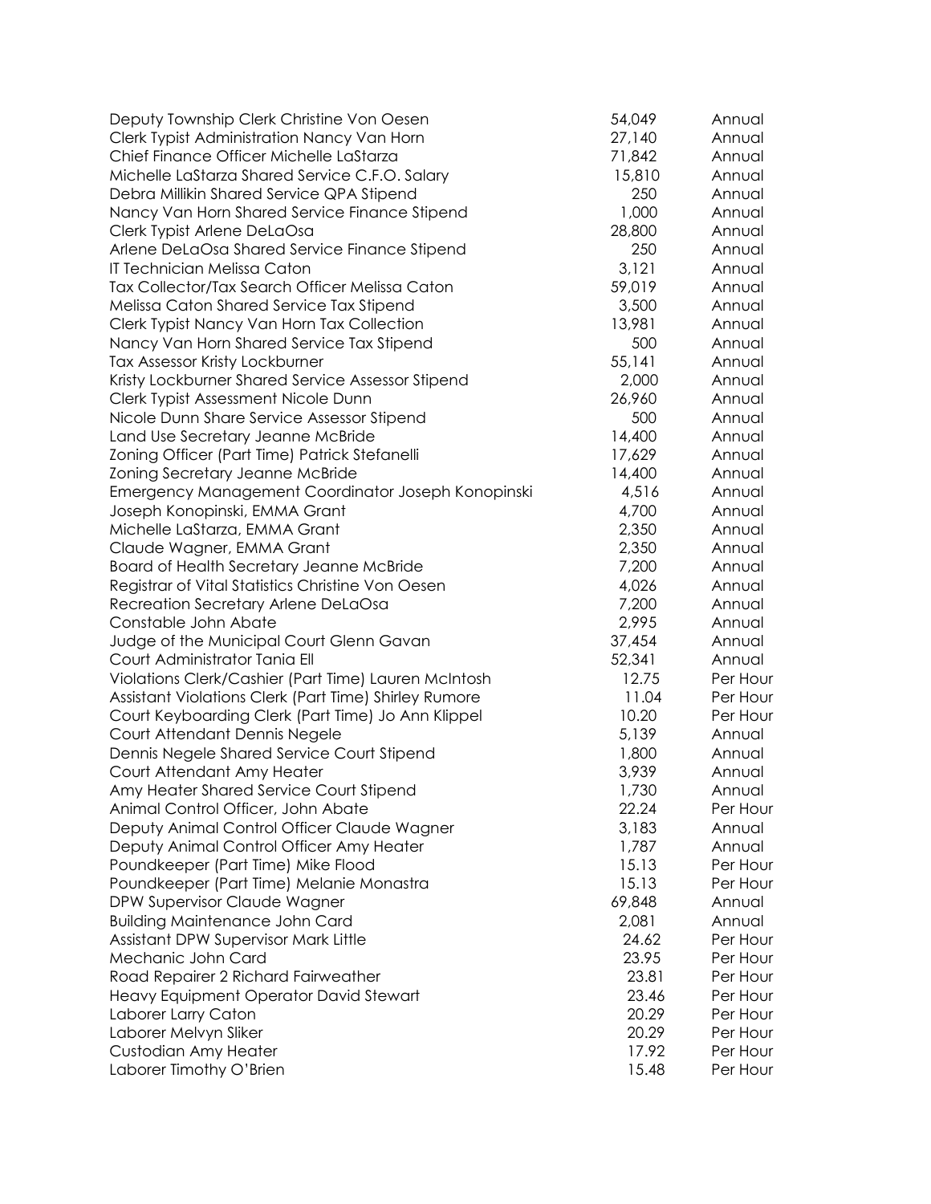| | | |
|---|---|---|
| Deputy Township Clerk Christine Von Oesen | 54,049 | Annual |
| Clerk Typist Administration Nancy Van Horn | 27,140 | Annual |
| Chief Finance Officer Michelle LaStarza | 71,842 | Annual |
| Michelle LaStarza Shared Service C.F.O. Salary | 15,810 | Annual |
| Debra Millikin Shared Service QPA Stipend | 250 | Annual |
| Nancy Van Horn Shared Service Finance Stipend | 1,000 | Annual |
| Clerk Typist Arlene DeLaOsa | 28,800 | Annual |
| Arlene DeLaOsa Shared Service Finance Stipend | 250 | Annual |
| IT Technician Melissa Caton | 3,121 | Annual |
| Tax Collector/Tax Search Officer Melissa Caton | 59,019 | Annual |
| Melissa Caton Shared Service Tax Stipend | 3,500 | Annual |
| Clerk Typist Nancy Van Horn Tax Collection | 13,981 | Annual |
| Nancy Van Horn Shared Service Tax Stipend | 500 | Annual |
| Tax Assessor Kristy Lockburner | 55,141 | Annual |
| Kristy Lockburner Shared Service Assessor Stipend | 2,000 | Annual |
| Clerk Typist Assessment Nicole Dunn | 26,960 | Annual |
| Nicole Dunn Share Service Assessor Stipend | 500 | Annual |
| Land Use Secretary Jeanne McBride | 14,400 | Annual |
| Zoning Officer (Part Time) Patrick Stefanelli | 17,629 | Annual |
| Zoning Secretary Jeanne McBride | 14,400 | Annual |
| Emergency Management Coordinator Joseph Konopinski | 4,516 | Annual |
| Joseph Konopinski, EMMA Grant | 4,700 | Annual |
| Michelle LaStarza, EMMA Grant | 2,350 | Annual |
| Claude Wagner, EMMA Grant | 2,350 | Annual |
| Board of Health Secretary Jeanne McBride | 7,200 | Annual |
| Registrar of Vital Statistics Christine Von Oesen | 4,026 | Annual |
| Recreation Secretary Arlene DeLaOsa | 7,200 | Annual |
| Constable John Abate | 2,995 | Annual |
| Judge of the Municipal Court Glenn Gavan | 37,454 | Annual |
| Court Administrator Tania Ell | 52,341 | Annual |
| Violations Clerk/Cashier (Part Time) Lauren McIntosh | 12.75 | Per Hour |
| Assistant Violations Clerk (Part Time) Shirley Rumore | 11.04 | Per Hour |
| Court Keyboarding Clerk (Part Time) Jo Ann Klippel | 10.20 | Per Hour |
| Court Attendant Dennis Negele | 5,139 | Annual |
| Dennis Negele Shared Service Court Stipend | 1,800 | Annual |
| Court Attendant Amy Heater | 3,939 | Annual |
| Amy Heater Shared Service Court Stipend | 1,730 | Annual |
| Animal Control Officer, John Abate | 22.24 | Per Hour |
| Deputy Animal Control Officer Claude Wagner | 3,183 | Annual |
| Deputy Animal Control Officer Amy Heater | 1,787 | Annual |
| Poundkeeper (Part Time) Mike Flood | 15.13 | Per Hour |
| Poundkeeper (Part Time) Melanie Monastra | 15.13 | Per Hour |
| DPW Supervisor Claude Wagner | 69,848 | Annual |
| Building Maintenance John Card | 2,081 | Annual |
| Assistant DPW Supervisor Mark Little | 24.62 | Per Hour |
| Mechanic John Card | 23.95 | Per Hour |
| Road Repairer 2 Richard Fairweather | 23.81 | Per Hour |
| Heavy Equipment Operator David Stewart | 23.46 | Per Hour |
| Laborer Larry Caton | 20.29 | Per Hour |
| Laborer Melvyn Sliker | 20.29 | Per Hour |
| Custodian Amy Heater | 17.92 | Per Hour |
| Laborer Timothy O'Brien | 15.48 | Per Hour |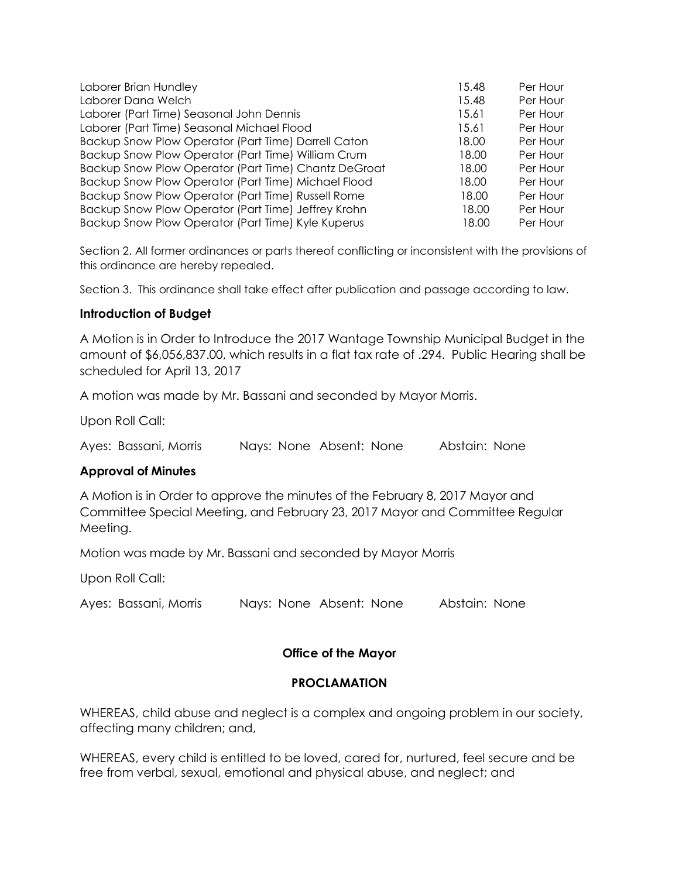| | | |
|---|---|---|
| Laborer Brian Hundley | 15.48 | Per Hour |
| Laborer Dana Welch | 15.48 | Per Hour |
| Laborer (Part Time) Seasonal John Dennis | 15.61 | Per Hour |
| Laborer (Part Time) Seasonal Michael Flood | 15.61 | Per Hour |
| Backup Snow Plow Operator (Part Time) Darrell Caton | 18.00 | Per Hour |
| Backup Snow Plow Operator (Part Time) William Crum | 18.00 | Per Hour |
| Backup Snow Plow Operator (Part Time) Chantz DeGroat | 18.00 | Per Hour |
| Backup Snow Plow Operator (Part Time) Michael Flood | 18.00 | Per Hour |
| Backup Snow Plow Operator (Part Time) Russell Rome | 18.00 | Per Hour |
| Backup Snow Plow Operator (Part Time) Jeffrey Krohn | 18.00 | Per Hour |
| Backup Snow Plow Operator (Part Time) Kyle Kuperus | 18.00 | Per Hour |

Section 2. All former ordinances or parts thereof conflicting or inconsistent with the provisions of this ordinance are hereby repealed.

Section 3. This ordinance shall take effect after publication and passage according to law.

**Introduction of Budget**

A Motion is in Order to Introduce the 2017 Wantage Township Municipal Budget in the amount of $6,056,837.00, which results in a flat tax rate of .294. Public Hearing shall be scheduled for April 13, 2017

A motion was made by Mr. Bassani and seconded by Mayor Morris.

Upon Roll Call:

Ayes: Bassani, Morris Nays: None Absent: None Abstain: None

**Approval of Minutes**

A Motion is in Order to approve the minutes of the February 8, 2017 Mayor and Committee Special Meeting, and February 23, 2017 Mayor and Committee Regular Meeting.

Motion was made by Mr. Bassani and seconded by Mayor Morris

Upon Roll Call:

Ayes: Bassani, Morris Nays: None Absent: None Abstain: None

**Office of the Mayor**

**PROCLAMATION**

WHEREAS, child abuse and neglect is a complex and ongoing problem in our society, affecting many children; and,

WHEREAS, every child is entitled to be loved, cared for, nurtured, feel secure and be free from verbal, sexual, emotional and physical abuse, and neglect; and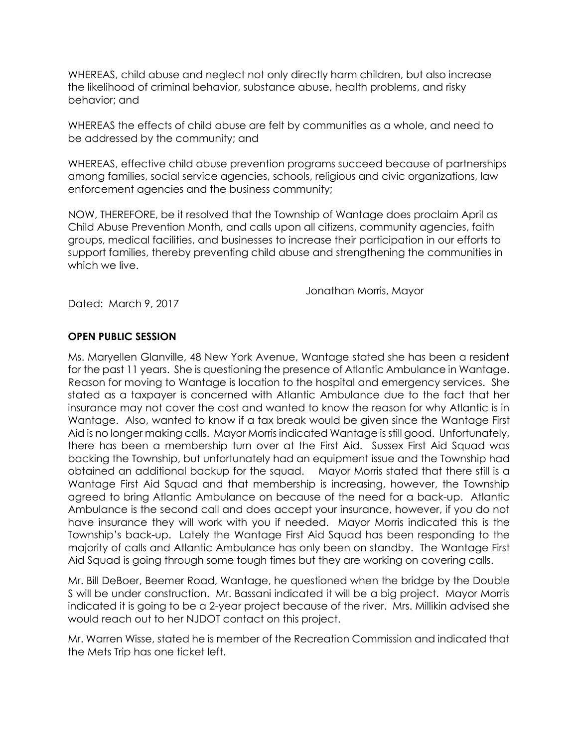WHEREAS, child abuse and neglect not only directly harm children, but also increase the likelihood of criminal behavior, substance abuse, health problems, and risky behavior; and

WHEREAS the effects of child abuse are felt by communities as a whole, and need to be addressed by the community; and

WHEREAS, effective child abuse prevention programs succeed because of partnerships among families, social service agencies, schools, religious and civic organizations, law enforcement agencies and the business community;

NOW, THEREFORE, be it resolved that the Township of Wantage does proclaim April as Child Abuse Prevention Month, and calls upon all citizens, community agencies, faith groups, medical facilities, and businesses to increase their participation in our efforts to support families, thereby preventing child abuse and strengthening the communities in which we live.

Jonathan Morris, Mayor

Dated: March 9, 2017

**OPEN PUBLIC SESSION**

Ms. Maryellen Glanville, 48 New York Avenue, Wantage stated she has been a resident for the past 11 years. She is questioning the presence of Atlantic Ambulance in Wantage. Reason for moving to Wantage is location to the hospital and emergency services. She stated as a taxpayer is concerned with Atlantic Ambulance due to the fact that her insurance may not cover the cost and wanted to know the reason for why Atlantic is in Wantage. Also, wanted to know if a tax break would be given since the Wantage First Aid is no longer making calls. Mayor Morris indicated Wantage is still good. Unfortunately, there has been a membership turn over at the First Aid. Sussex First Aid Squad was backing the Township, but unfortunately had an equipment issue and the Township had obtained an additional backup for the squad. Mayor Morris stated that there still is a Wantage First Aid Squad and that membership is increasing, however, the Township agreed to bring Atlantic Ambulance on because of the need for a back-up. Atlantic Ambulance is the second call and does accept your insurance, however, if you do not have insurance they will work with you if needed. Mayor Morris indicated this is the Township's back-up. Lately the Wantage First Aid Squad has been responding to the majority of calls and Atlantic Ambulance has only been on standby. The Wantage First Aid Squad is going through some tough times but they are working on covering calls.

Mr. Bill DeBoer, Beemer Road, Wantage, he questioned when the bridge by the Double S will be under construction. Mr. Bassani indicated it will be a big project. Mayor Morris indicated it is going to be a 2-year project because of the river. Mrs. Millikin advised she would reach out to her NJDOT contact on this project.

Mr. Warren Wisse, stated he is member of the Recreation Commission and indicated that the Mets Trip has one ticket left.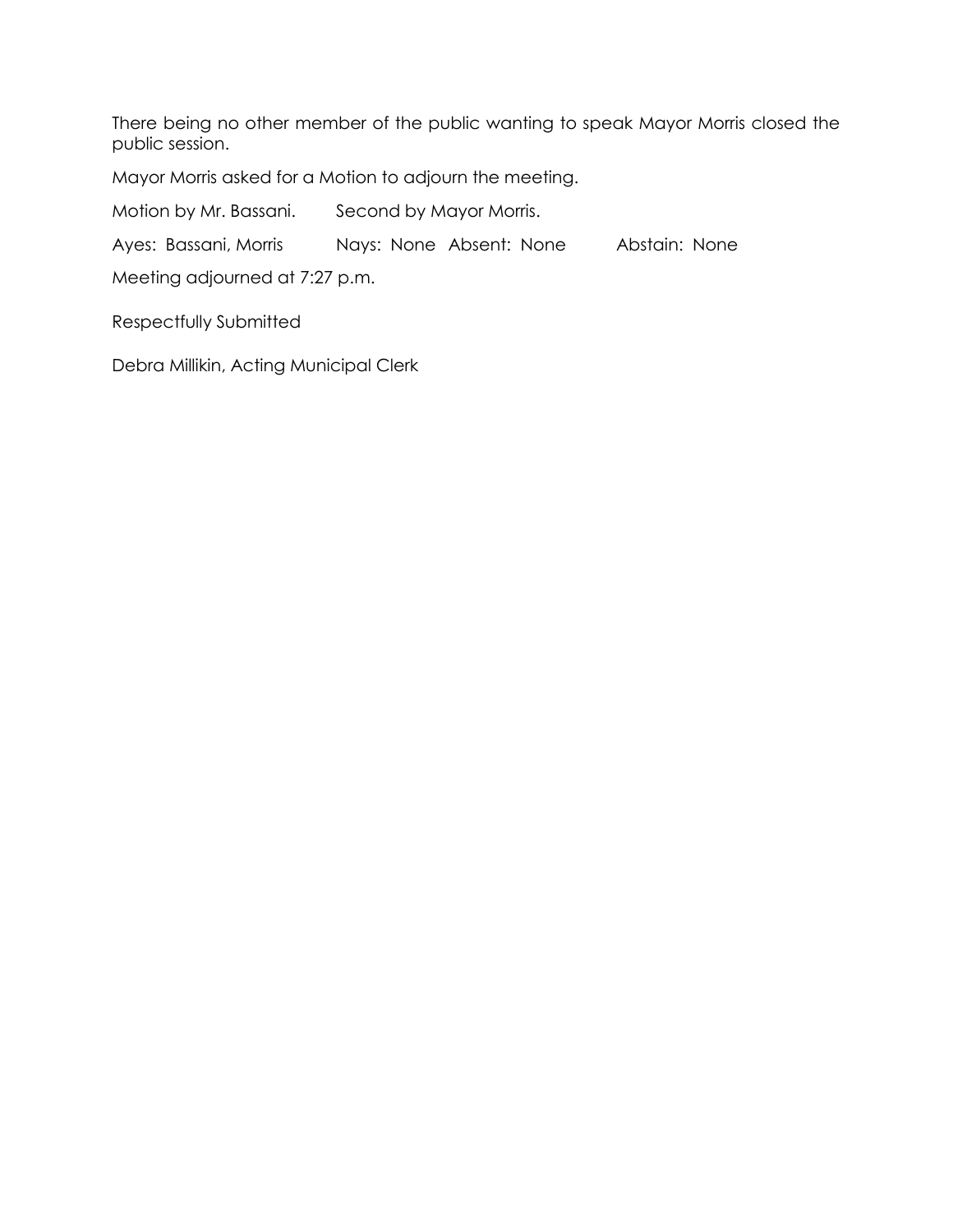There being no other member of the public wanting to speak Mayor Morris closed the public session.

Mayor Morris asked for a Motion to adjourn the meeting.

Motion by Mr. Bassani. Second by Mayor Morris.

Ayes: Bassani, Morris Nays: None Absent: None Abstain: None

Meeting adjourned at 7:27 p.m.

Respectfully Submitted

Debra Millikin, Acting Municipal Clerk